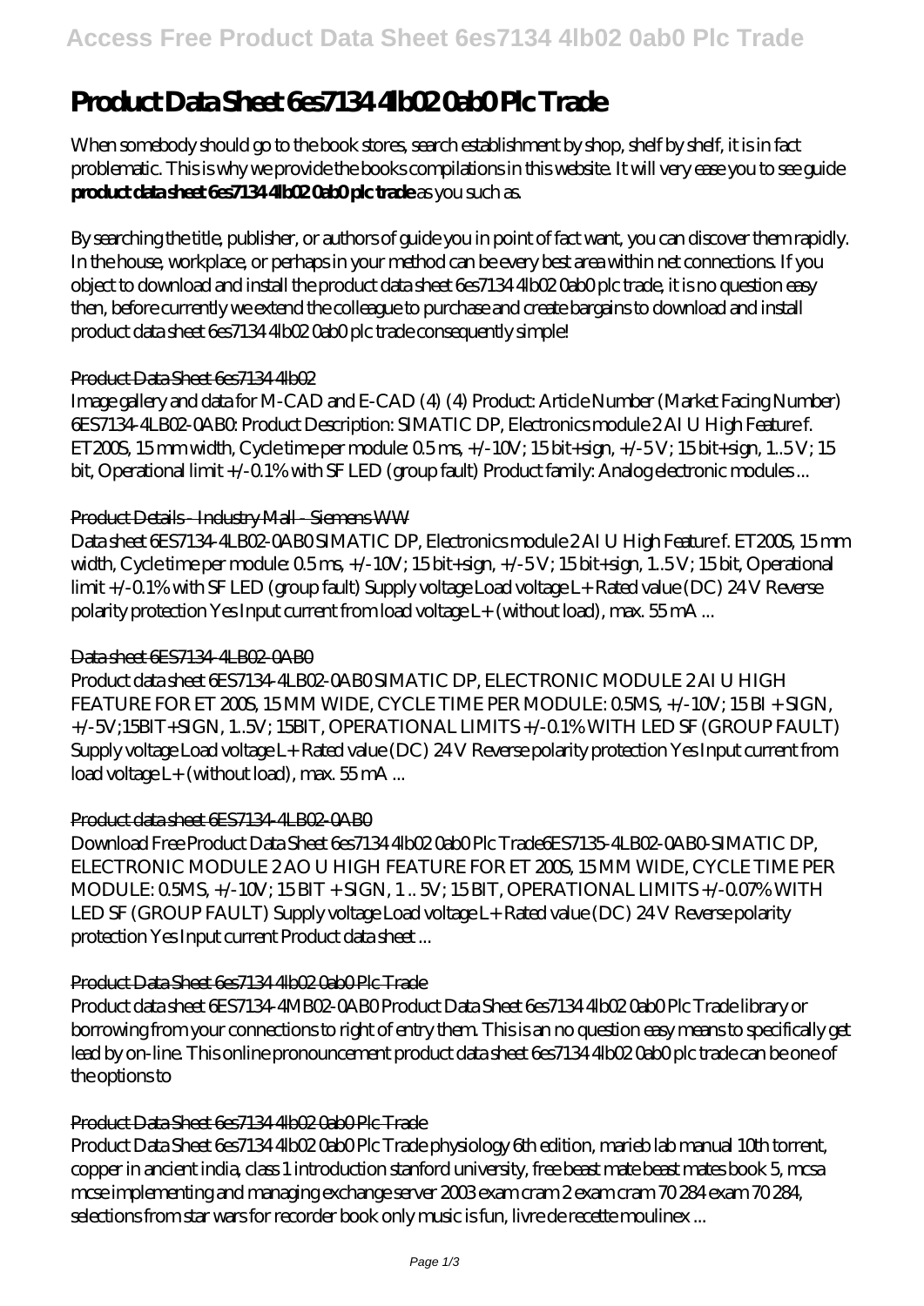# Product Data Sheet 6es7134 4lb02 0ab0 Plc Trade

When somebody should go to the book stores, search establishment by shop, shelf by shelf, it is in fact problematic. This is why we provide the books compilations in this website. It will very ease you to see guide **product data sheet 6es7134 4lb02 0ab0 plc trade** as you such as.

By searching the title, publisher, or authors of guide you in point of fact want, you can discover them rapidly. In the house, workplace, or perhaps in your method can be every best area within net connections. If you object to download and install the product data sheet 6es7134 4lb02 0ab0 plc trade, it is no question easy then, before currently we extend the colleague to purchase and create bargains to download and install product data sheet 6es7134 4lb02 0ab0 plc trade consequently simple!

## Product Data Sheet 6es7134 4lb02

Image gallery and data for M-CAD and E-CAD (4) (4) Product: Article Number (Market Facing Number) 6ES7134-4LB02-0AB0: Product Description: SIMATIC DP, Electronics module 2 AI U High Feature f. ET200S, 15 mm width, Cycle time per module: 0.5 ms, +/-10V; 15 bit+sign, +/-5 V; 15 bit+sign, 1..5 V; 15 bit, Operational limit +/-0.1% with SF LED (group fault) Product family: Analog electronic modules ...

## Product Details - Industry Mall - Siemens WW

Data sheet 6ES7134-4LB02-0AB0 SIMATIC DP, Electronics module 2 AI U High Feature f. ET200S, 15 mm width, Cycle time per module: 0.5 ms, +/-10V; 15 bit+sign, +/-5 V; 15 bit+sign, 1..5 V; 15 bit, Operational limit +/-0.1% with SF LED (group fault) Supply voltage Load voltage L+ Rated value (DC) 24 V Reverse polarity protection Yes Input current from load voltage L+ (without load), max. 55 mA ...

## Data sheet 6ES7134-4LB02-0AB0

Product data sheet 6ES7134-4LB02-0AB0 SIMATIC DP, ELECTRONIC MODULE 2 AI U HIGH FEATURE FOR ET 200S, 15 MM WIDE, CYCLE TIME PER MODULE: 0.5MS, +/-10V; 15 BI + SIGN, +/-5V;15BIT+SIGN, 1..5V; 15BIT, OPERATIONAL LIMITS +/-0.1% WITH LED SF (GROUP FAULT) Supply voltage Load voltage L+ Rated value (DC) 24 V Reverse polarity protection Yes Input current from load voltage L+ (without load), max. 55 mA ...

## Product data sheet 6ES7134-4LB02-0AB0

Download Free Product Data Sheet 6es7134 4lb02 0ab0 Plc Trade6ES7135-4LB02-0AB0-SIMATIC DP, ELECTRONIC MODULE 2 AO U HIGH FEATURE FOR ET 200S, 15 MM WIDE, CYCLE TIME PER MODULE: 0.5MS, +/-10V; 15 BIT + SIGN, 1 .. 5V; 15 BIT, OPERATIONAL LIMITS +/-0.07% WITH LED SF (GROUP FAULT) Supply voltage Load voltage L+ Rated value (DC) 24 V Reverse polarity protection Yes Input current Product data sheet ...

## Product Data Sheet 6es7134 4lb02 0ab0 Plc Trade

Product data sheet 6ES7134-4MB02-0AB0 Product Data Sheet 6es7134 4lb02 0ab0 Plc Trade library or borrowing from your connections to right of entry them. This is an no question easy means to specifically get lead by on-line. This online pronouncement product data sheet 6es7134 4lb02 0ab0 plc trade can be one of the options to

## Product Data Sheet 6es7134 4lb02 0ab0 Plc Trade

Product Data Sheet 6es7134 4lb02 0ab0 Plc Trade physiology 6th edition, marieb lab manual 10th torrent, copper in ancient india, class 1 introduction stanford university, free beast mate beast mates book 5, mcsa mcse implementing and managing exchange server 2003 exam cram 2 exam cram 70 284 exam 70 284, selections from star wars for recorder book only music is fun, livre de recette moulinex ...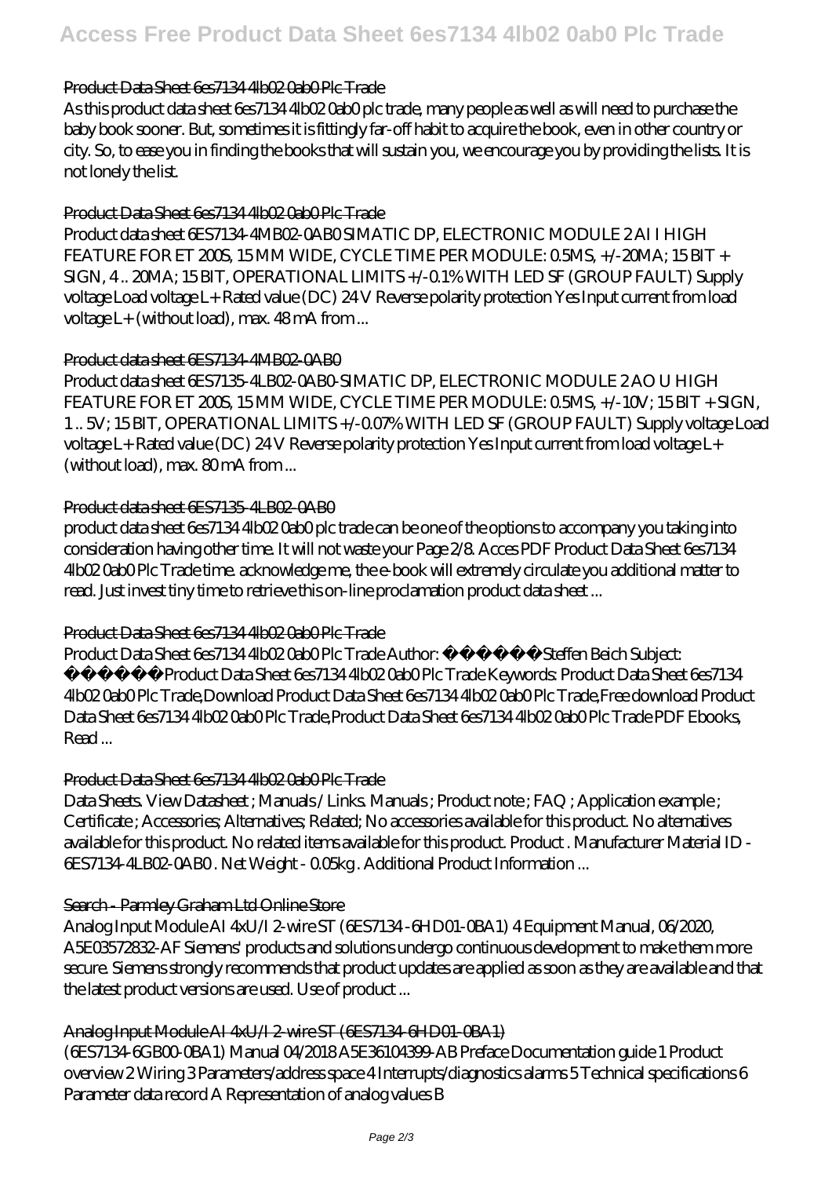#### Product Data Sheet 6es7134 4lb02 0ab0 Plc Trade

As this product data sheet 6es7134 4lb02 0ab0 plc trade, many people as well as will need to purchase the baby book sooner. But, sometimes it is fittingly far-off habit to acquire the book, even in other country or city. So, to ease you in finding the books that will sustain you, we encourage you by providing the lists. It is not lonely the list.

#### Product Data Sheet 6es7134 4lb02 0ab0 Plc Trade

Product data sheet 6ES7134-4MB02-0AB0 SIMATIC DP, ELECTRONIC MODULE 2 AI I HIGH FEATURE FOR ET 200S, 15 MM WIDE, CYCLE TIME PER MODULE: 0.5MS, +/-20MA; 15 BIT + SIGN, 4 .. 20MA; 15 BIT, OPERATIONAL LIMITS +/-0.1% WITH LED SF (GROUP FAULT) Supply voltage Load voltage L+ Rated value (DC) 24 V Reverse polarity protection Yes Input current from load voltage L+ (without load), max. 48 mA from ...

#### Product data sheet 6ES7134-4MB02-0AB0

Product data sheet 6ES7135-4LB02-0AB0-SIMATIC DP, ELECTRONIC MODULE 2 AO U HIGH FEATURE FOR ET 200S, 15 MM WIDE, CYCLE TIME PER MODULE: 0.5MS, +/-10V; 15 BIT + SIGN, 1 .. 5V; 15 BIT, OPERATIONAL LIMITS +/-0.07% WITH LED SF (GROUP FAULT) Supply voltage Load voltage L+ Rated value (DC) 24 V Reverse polarity protection Yes Input current from load voltage L+ (without load), max. 80 mA from ...

#### Product data sheet 6ES7135-4LB02-0AB0

product data sheet 6es7134 4lb02 0ab0 plc trade can be one of the options to accompany you taking into consideration having other time. It will not waste your Page 2/8. Acces PDF Product Data Sheet 6es7134 4lb02 0ab0 Plc Trade time. acknowledge me, the e-book will extremely circulate you additional matter to read. Just invest tiny time to retrieve this on-line proclamation product data sheet ...

#### Product Data Sheet 6es7134 4lb02 0ab0 Plc Trade

Product Data Sheet 6es7134 4lb02 0ab0 Plc Trade Author: ï¿½ï¿½Steffen Beich Subject: ï¿½ï¿½Product Data Sheet 6es7134 4lb02 0ab0 Plc Trade Keywords: Product Data Sheet 6es7134 4lb02 0ab0 Plc Trade,Download Product Data Sheet 6es7134 4lb02 0ab0 Plc Trade,Free download Product Data Sheet 6es7134 4lb02 0ab0 Plc Trade,Product Data Sheet 6es7134 4lb02 0ab0 Plc Trade PDF Ebooks, Read ...

#### Product Data Sheet 6es7134 4lb02 0ab0 Plc Trade

Data Sheets. View Datasheet ; Manuals / Links. Manuals ; Product note ; FAQ ; Application example ; Certificate ; Accessories; Alternatives; Related; No accessories available for this product. No alternatives available for this product. No related items available for this product. Product . Manufacturer Material ID - 6ES7134-4LB02-0AB0 . Net Weight - 0.05kg . Additional Product Information ...

#### Search - Parmley Graham Ltd Online Store

Analog Input Module AI 4xU/I 2-wire ST (6ES7134-6HD01-0BA1) 4 Equipment Manual, 06/2020, A5E03572832-AF Siemens' products and solutions undergo continuous development to make them more secure. Siemens strongly recommends that product updates are applied as soon as they are available and that the latest product versions are used. Use of product ...

#### Analog Input Module AI 4xU/I 2-wire ST (6ES7134-6HD01-0BA1)

(6ES7134-6GB00-0BA1) Manual 04/2018 A5E36104399-AB Preface Documentation guide 1 Product overview 2 Wiring 3 Parameters/address space 4 Interrupts/diagnostics alarms 5 Technical specifications 6 Parameter data record A Representation of analog values B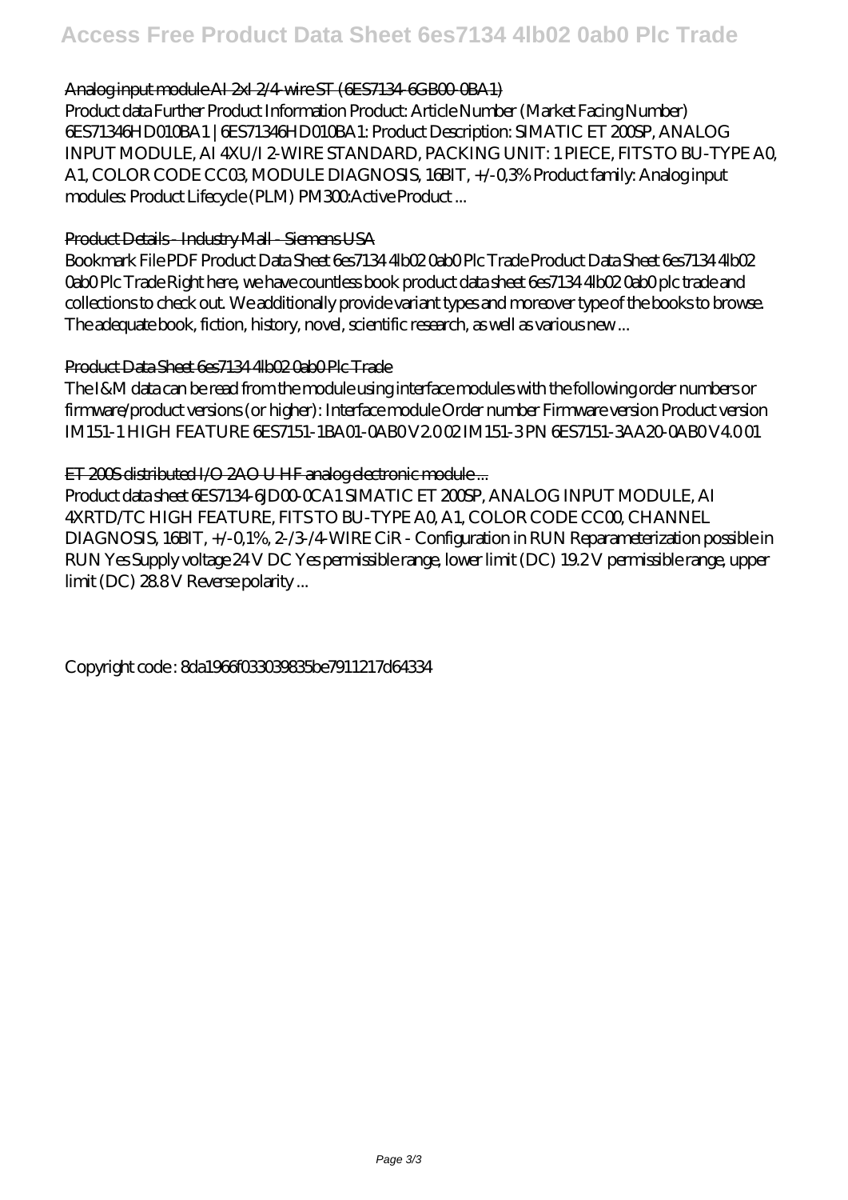### Analog input module AI 2xI 2/4-wire ST (6ES7134-6GB00-0BA1)

Product data Further Product Information Product: Article Number (Market Facing Number) 6ES71346HD010BA1 | 6ES71346HD010BA1: Product Description: SIMATIC ET 200SP, ANALOG INPUT MODULE, AI 4XU/I 2-WIRE STANDARD, PACKING UNIT: 1 PIECE, FITS TO BU-TYPE A0, A1, COLOR CODE CC03, MODULE DIAGNOSIS, 16BIT, +/-0,3% Product family: Analog input modules: Product Lifecycle (PLM) PM300:Active Product ...

### Product Details - Industry Mall - Siemens USA

Bookmark File PDF Product Data Sheet 6es7134 4lb02 0ab0 Plc Trade Product Data Sheet 6es7134 4lb02 0ab0 Plc Trade Right here, we have countless book product data sheet 6es7134 4lb02 0ab0 plc trade and collections to check out. We additionally provide variant types and moreover type of the books to browse. The adequate book, fiction, history, novel, scientific research, as well as various new ...

### Product Data Sheet 6es7134 4lb02 0ab0 Plc Trade

The I&M data can be read from the module using interface modules with the following order numbers or firmware/product versions (or higher): Interface module Order number Firmware version Product version IM151-1 HIGH FEATURE 6ES7151-1BA01-0AB0 V2.0 02 IM151-3 PN 6ES7151-3AA20-0AB0 V4.0 01

### ET 200S distributed I/O 2AO U HF analog electronic module ...

Product data sheet 6ES7134-6JD00-0CA1 SIMATIC ET 200SP, ANALOG INPUT MODULE, AI 4XRTD/TC HIGH FEATURE, FITS TO BU-TYPE A0, A1, COLOR CODE CC00, CHANNEL DIAGNOSIS, 16BIT, +/-0,1%, 2-/3-/4-WIRE CiR - Configuration in RUN Reparameterization possible in RUN Yes Supply voltage 24 V DC Yes permissible range, lower limit (DC) 19.2 V permissible range, upper limit (DC) 28.8 V Reverse polarity ...

Copyright code : 8da1966f033039835be7911217d64334